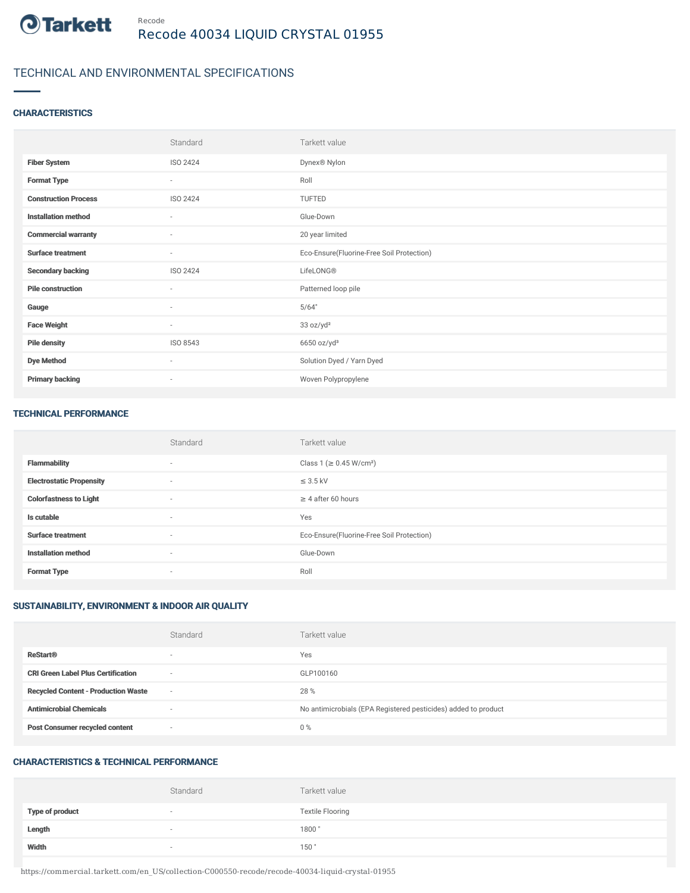Recode

# Recode 40034 LIQUID CRYSTAL 01955

## TECHNICAL AND ENVIRONMENTAL SPECIFICATIONS

### CHARACTERISTICS

| | Standard | Tarkett value |
|---|---|---|
| **Fiber System** | ISO 2424 | Dynex® Nylon |
| **Format Type** | - | Roll |
| **Construction Process** | ISO 2424 | TUFTED |
| **Installation method** | - | Glue-Down |
| **Commercial warranty** | - | 20 year limited |
| **Surface treatment** | - | Eco-Ensure(Fluorine-Free Soil Protection) |
| **Secondary backing** | ISO 2424 | LifeLONG® |
| **Pile construction** | - | Patterned loop pile |
| **Gauge** | - | 5/64" |
| **Face Weight** | - | 33 oz/yd² |
| **Pile density** | ISO 8543 | 6650 oz/yd³ |
| **Dye Method** | - | Solution Dyed / Yarn Dyed |
| **Primary backing** | - | Woven Polypropylene |

### TECHNICAL PERFORMANCE

| | Standard | Tarkett value |
|---|---|---|
| **Flammability** | - | Class 1 (≥ 0.45 W/cm²) |
| **Electrostatic Propensity** | - | ≤ 3.5 kV |
| **Colorfastness to Light** | - | ≥ 4 after 60 hours |
| **Is cutable** | - | Yes |
| **Surface treatment** | - | Eco-Ensure(Fluorine-Free Soil Protection) |
| **Installation method** | - | Glue-Down |
| **Format Type** | - | Roll |

### SUSTAINABILITY, ENVIRONMENT & INDOOR AIR QUALITY

| | Standard | Tarkett value |
|---|---|---|
| **ReStart®** | - | Yes |
| **CRI Green Label Plus Certification** | - | GLP100160 |
| **Recycled Content - Production Waste** | - | 28 % |
| **Antimicrobial Chemicals** | - | No antimicrobials (EPA Registered pesticides) added to product |
| **Post Consumer recycled content** | - | 0 % |

### CHARACTERISTICS & TECHNICAL PERFORMANCE

| | Standard | Tarkett value |
|---|---|---|
| **Type of product** | - | Textile Flooring |
| **Length** | - | 1800 " |
| **Width** | - | 150 " |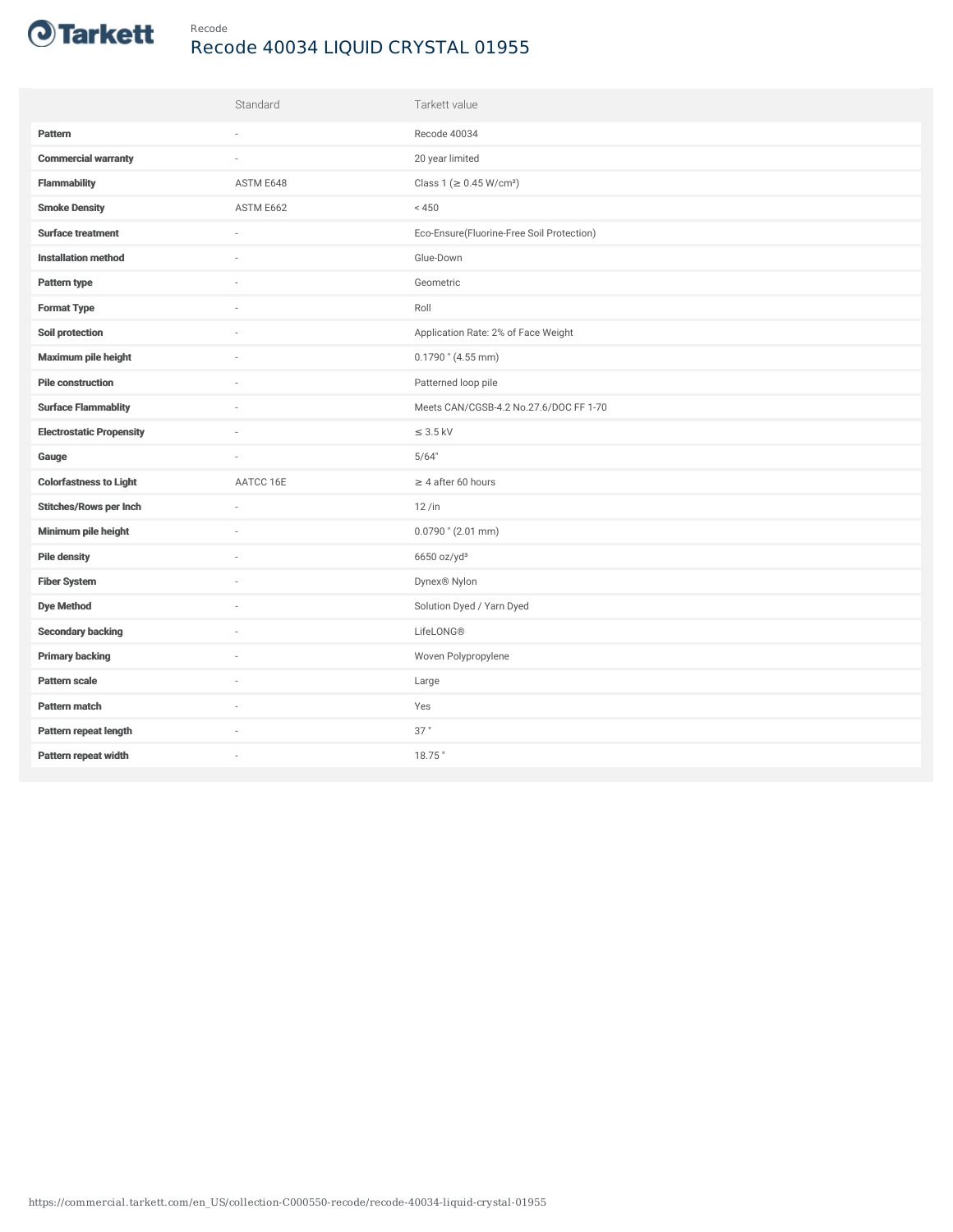Recode

# Recode 40034 LIQUID CRYSTAL 01955

| | Standard | Tarkett value |
|---|---|---|
| **Pattern** | - | Recode 40034 |
| **Commercial warranty** | - | 20 year limited |
| **Flammability** | ASTM E648 | Class 1 (≥ 0.45 W/cm²) |
| **Smoke Density** | ASTM E662 | < 450 |
| **Surface treatment** | - | Eco-Ensure(Fluorine-Free Soil Protection) |
| **Installation method** | - | Glue-Down |
| **Pattern type** | - | Geometric |
| **Format Type** | - | Roll |
| **Soil protection** | - | Application Rate: 2% of Face Weight |
| **Maximum pile height** | - | 0.1790 " (4.55 mm) |
| **Pile construction** | - | Patterned loop pile |
| **Surface Flammablity** | - | Meets CAN/CGSB-4.2 No.27.6/DOC FF 1-70 |
| **Electrostatic Propensity** | - | ≤ 3.5 kV |
| **Gauge** | - | 5/64" |
| **Colorfastness to Light** | AATCC 16E | ≥ 4 after 60 hours |
| **Stitches/Rows per Inch** | - | 12 /in |
| **Minimum pile height** | - | 0.0790 " (2.01 mm) |
| **Pile density** | - | 6650 oz/yd³ |
| **Fiber System** | - | Dynex® Nylon |
| **Dye Method** | - | Solution Dyed / Yarn Dyed |
| **Secondary backing** | - | LifeLONG® |
| **Primary backing** | - | Woven Polypropylene |
| **Pattern scale** | - | Large |
| **Pattern match** | - | Yes |
| **Pattern repeat length** | - | 37 " |
| **Pattern repeat width** | - | 18.75 " |

https://commercial.tarkett.com/en_US/collection-C000550-recode/recode-40034-liquid-crystal-01955